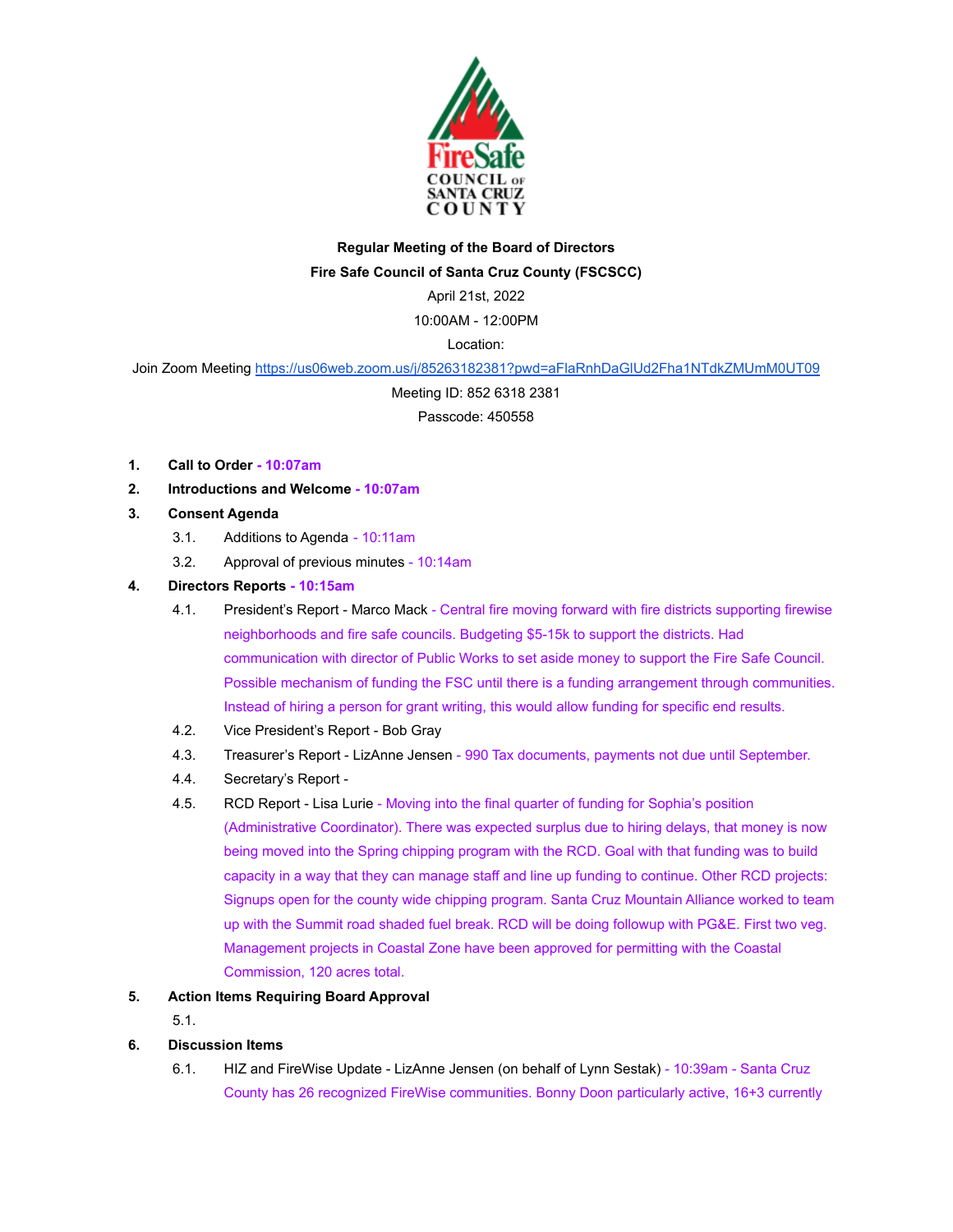**Regular Meeting of the Board of Directors**

**Fire Safe Council of Santa Cruz County (FSCSCC)**

April 21st, 2022

10:00AM - 12:00PM

Location:

Join Zoom Meeting https://us06web.zoom.us/j/85263182381?pwd=aFlaRnhDaGlUd2Fha1NTdkZMUmM0UT09

Meeting ID: 852 6318 2381

Passcode: 450558

1. **Call to Order - 10:07am**
2. **Introductions and Welcome - 10:07am**
3. **Consent Agenda**
   - 3.1. Additions to Agenda - 10:11am
   - 3.2. Approval of previous minutes - 10:14am
4. **Directors Reports - 10:15am**
   - 4.1. President's Report - Marco Mack - Central fire moving forward with fire districts supporting firewise neighborhoods and fire safe councils. Budgeting $5-15k to support the districts. Had communication with director of Public Works to set aside money to support the Fire Safe Council. Possible mechanism of funding the FSC until there is a funding arrangement through communities. Instead of hiring a person for grant writing, this would allow funding for specific end results.
   - 4.2. Vice President's Report - Bob Gray
   - 4.3. Treasurer's Report - LizAnne Jensen - 990 Tax documents, payments not due until September.
   - 4.4. Secretary's Report -
   - 4.5. RCD Report - Lisa Lurie - Moving into the final quarter of funding for Sophia's position (Administrative Coordinator). There was expected surplus due to hiring delays, that money is now being moved into the Spring chipping program with the RCD. Goal with that funding was to build capacity in a way that they can manage staff and line up funding to continue. Other RCD projects: Signups open for the county wide chipping program. Santa Cruz Mountain Alliance worked to team up with the Summit road shaded fuel break. RCD will be doing followup with PG&E. First two veg. Management projects in Coastal Zone have been approved for permitting with the Coastal Commission, 120 acres total.
5. **Action Items Requiring Board Approval**
   - 5.1.
6. **Discussion Items**
   - 6.1. HIZ and FireWise Update - LizAnne Jensen (on behalf of Lynn Sestak) - 10:39am - Santa Cruz County has 26 recognized FireWise communities. Bonny Doon particularly active, 16+3 currently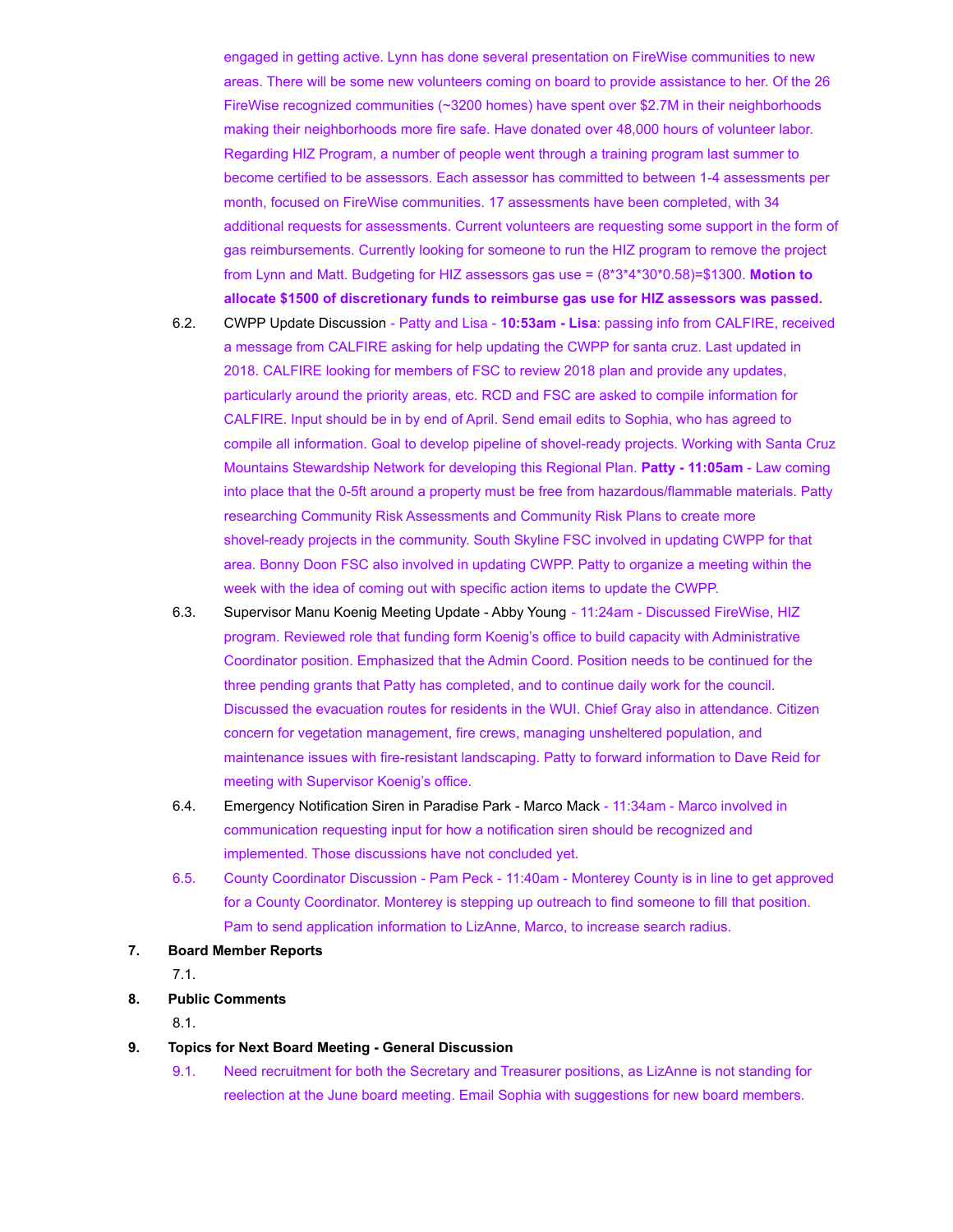engaged in getting active. Lynn has done several presentation on FireWise communities to new areas. There will be some new volunteers coming on board to provide assistance to her. Of the 26 FireWise recognized communities (~3200 homes) have spent over $2.7M in their neighborhoods making their neighborhoods more fire safe. Have donated over 48,000 hours of volunteer labor. Regarding HIZ Program, a number of people went through a training program last summer to become certified to be assessors. Each assessor has committed to between 1-4 assessments per month, focused on FireWise communities. 17 assessments have been completed, with 34 additional requests for assessments. Current volunteers are requesting some support in the form of gas reimbursements. Currently looking for someone to run the HIZ program to remove the project from Lynn and Matt. Budgeting for HIZ assessors gas use = (8*3*4*30*0.58)=$1300. **Motion to allocate $1500 of discretionary funds to reimburse gas use for HIZ assessors was passed.**

6.2. CWPP Update Discussion - Patty and Lisa - **10:53am - Lisa**: passing info from CALFIRE, received a message from CALFIRE asking for help updating the CWPP for santa cruz. Last updated in 2018. CALFIRE looking for members of FSC to review 2018 plan and provide any updates, particularly around the priority areas, etc. RCD and FSC are asked to compile information for CALFIRE. Input should be in by end of April. Send email edits to Sophia, who has agreed to compile all information. Goal to develop pipeline of shovel-ready projects. Working with Santa Cruz Mountains Stewardship Network for developing this Regional Plan. **Patty - 11:05am** - Law coming into place that the 0-5ft around a property must be free from hazardous/flammable materials. Patty researching Community Risk Assessments and Community Risk Plans to create more shovel-ready projects in the community. South Skyline FSC involved in updating CWPP for that area. Bonny Doon FSC also involved in updating CWPP. Patty to organize a meeting within the week with the idea of coming out with specific action items to update the CWPP.

6.3. Supervisor Manu Koenig Meeting Update - Abby Young - 11:24am - Discussed FireWise, HIZ program. Reviewed role that funding form Koenig's office to build capacity with Administrative Coordinator position. Emphasized that the Admin Coord. Position needs to be continued for the three pending grants that Patty has completed, and to continue daily work for the council. Discussed the evacuation routes for residents in the WUI. Chief Gray also in attendance. Citizen concern for vegetation management, fire crews, managing unsheltered population, and maintenance issues with fire-resistant landscaping. Patty to forward information to Dave Reid for meeting with Supervisor Koenig's office.

6.4. Emergency Notification Siren in Paradise Park - Marco Mack - 11:34am - Marco involved in communication requesting input for how a notification siren should be recognized and implemented. Those discussions have not concluded yet.

6.5. County Coordinator Discussion - Pam Peck - 11:40am - Monterey County is in line to get approved for a County Coordinator. Monterey is stepping up outreach to find someone to fill that position. Pam to send application information to LizAnne, Marco, to increase search radius.

**7. Board Member Reports**

7.1.

**8. Public Comments**

8.1.

**9. Topics for Next Board Meeting - General Discussion**

9.1. Need recruitment for both the Secretary and Treasurer positions, as LizAnne is not standing for reelection at the June board meeting. Email Sophia with suggestions for new board members.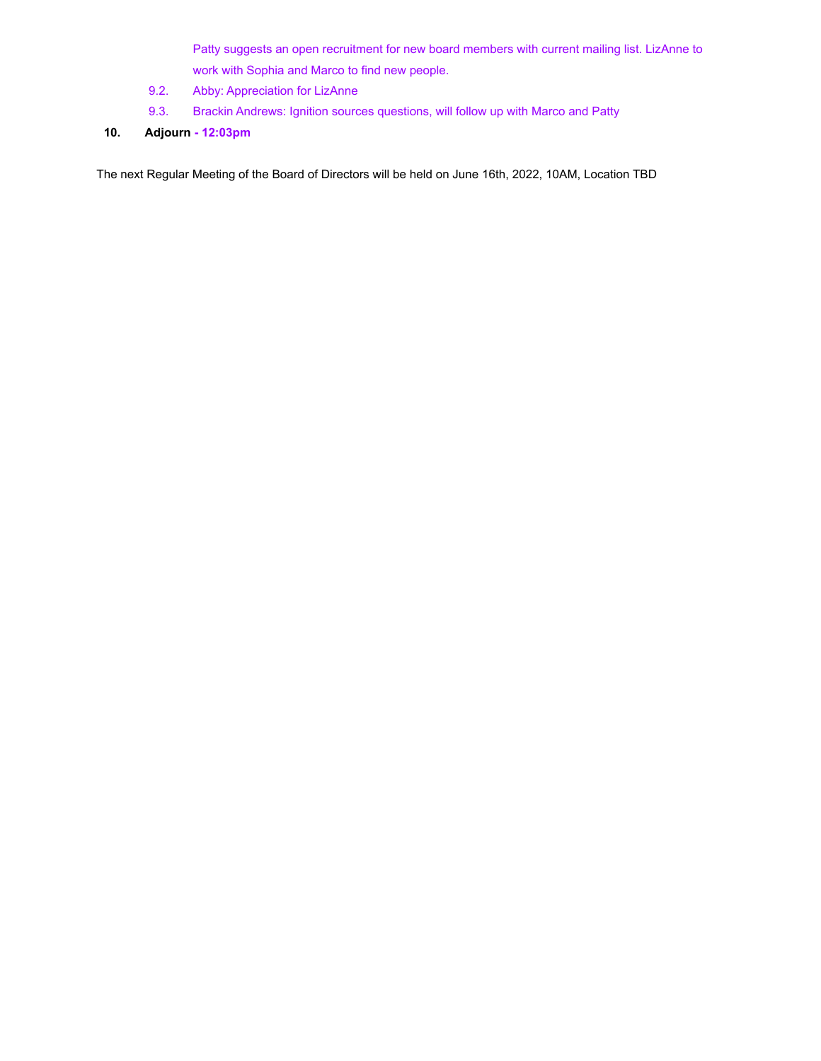Patty suggests an open recruitment for new board members with current mailing list. LizAnne to work with Sophia and Marco to find new people.

9.2. Abby: Appreciation for LizAnne

9.3. Brackin Andrews: Ignition sources questions, will follow up with Marco and Patty

**10. Adjourn - 12:03pm**

The next Regular Meeting of the Board of Directors will be held on June 16th, 2022, 10AM, Location TBD